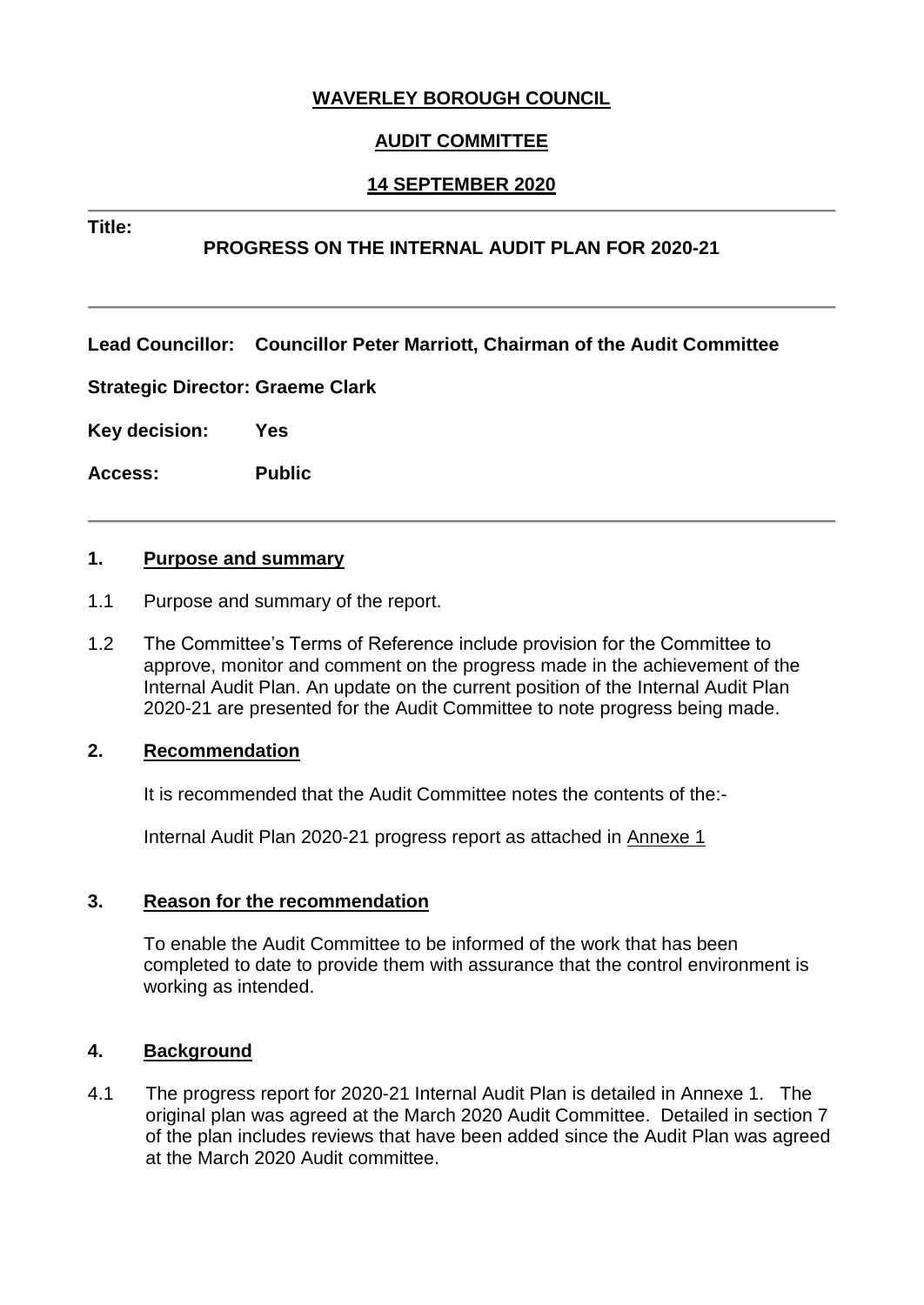**WAVERLEY BOROUGH COUNCIL**

**AUDIT COMMITTEE**

**14 SEPTEMBER 2020**

---

**Title:**

**PROGRESS ON THE INTERNAL AUDIT PLAN FOR 2020-21**

---

**Lead Councillor:** **Councillor Peter Marriott, Chairman of the Audit Committee**

**Strategic Director: Graeme Clark**

**Key decision:** **Yes**

**Access:** **Public**

---

## 1. Purpose and summary

1.1 Purpose and summary of the report.

1.2 The Committee's Terms of Reference include provision for the Committee to approve, monitor and comment on the progress made in the achievement of the Internal Audit Plan. An update on the current position of the Internal Audit Plan 2020-21 are presented for the Audit Committee to note progress being made.

## 2. Recommendation

It is recommended that the Audit Committee notes the contents of the:-

Internal Audit Plan 2020-21 progress report as attached in Annexe 1

## 3. Reason for the recommendation

To enable the Audit Committee to be informed of the work that has been completed to date to provide them with assurance that the control environment is working as intended.

## 4. Background

4.1 The progress report for 2020-21 Internal Audit Plan is detailed in Annexe 1. The original plan was agreed at the March 2020 Audit Committee. Detailed in section 7 of the plan includes reviews that have been added since the Audit Plan was agreed at the March 2020 Audit committee.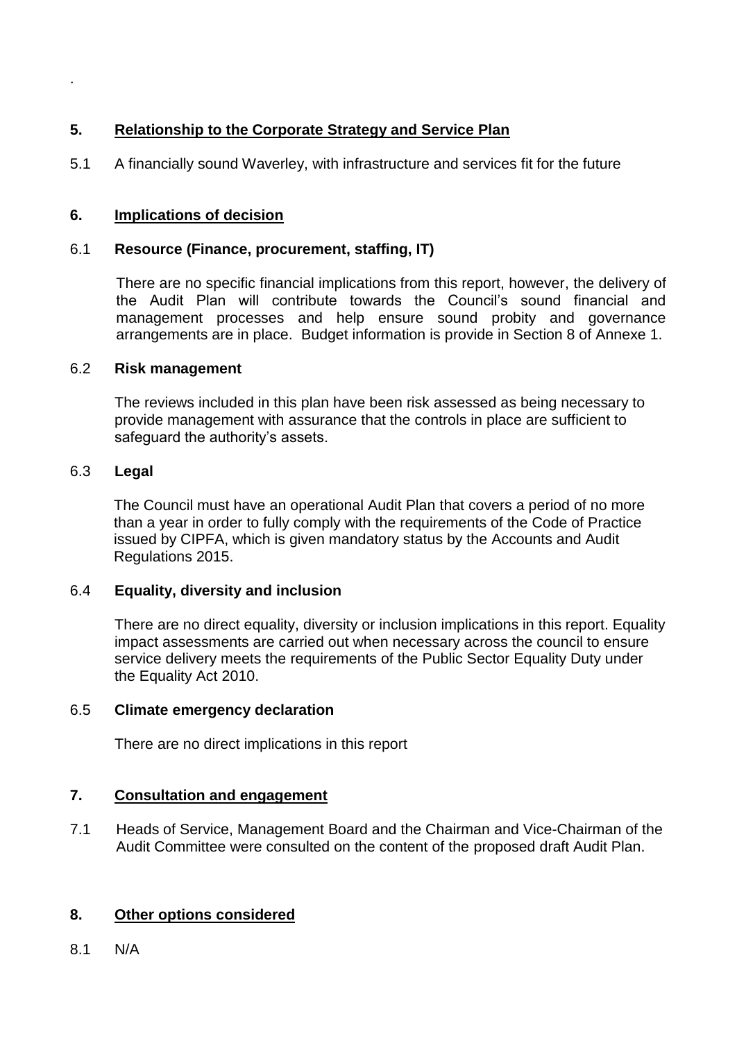.

## 5. Relationship to the Corporate Strategy and Service Plan

5.1 A financially sound Waverley, with infrastructure and services fit for the future

## 6. Implications of decision

### 6.1 Resource (Finance, procurement, staffing, IT)

There are no specific financial implications from this report, however, the delivery of the Audit Plan will contribute towards the Council's sound financial and management processes and help ensure sound probity and governance arrangements are in place. Budget information is provide in Section 8 of Annexe 1.

### 6.2 Risk management

The reviews included in this plan have been risk assessed as being necessary to provide management with assurance that the controls in place are sufficient to safeguard the authority's assets.

### 6.3 Legal

The Council must have an operational Audit Plan that covers a period of no more than a year in order to fully comply with the requirements of the Code of Practice issued by CIPFA, which is given mandatory status by the Accounts and Audit Regulations 2015.

### 6.4 Equality, diversity and inclusion

There are no direct equality, diversity or inclusion implications in this report. Equality impact assessments are carried out when necessary across the council to ensure service delivery meets the requirements of the Public Sector Equality Duty under the Equality Act 2010.

### 6.5 Climate emergency declaration

There are no direct implications in this report

## 7. Consultation and engagement

7.1 Heads of Service, Management Board and the Chairman and Vice-Chairman of the Audit Committee were consulted on the content of the proposed draft Audit Plan.

## 8. Other options considered

8.1 N/A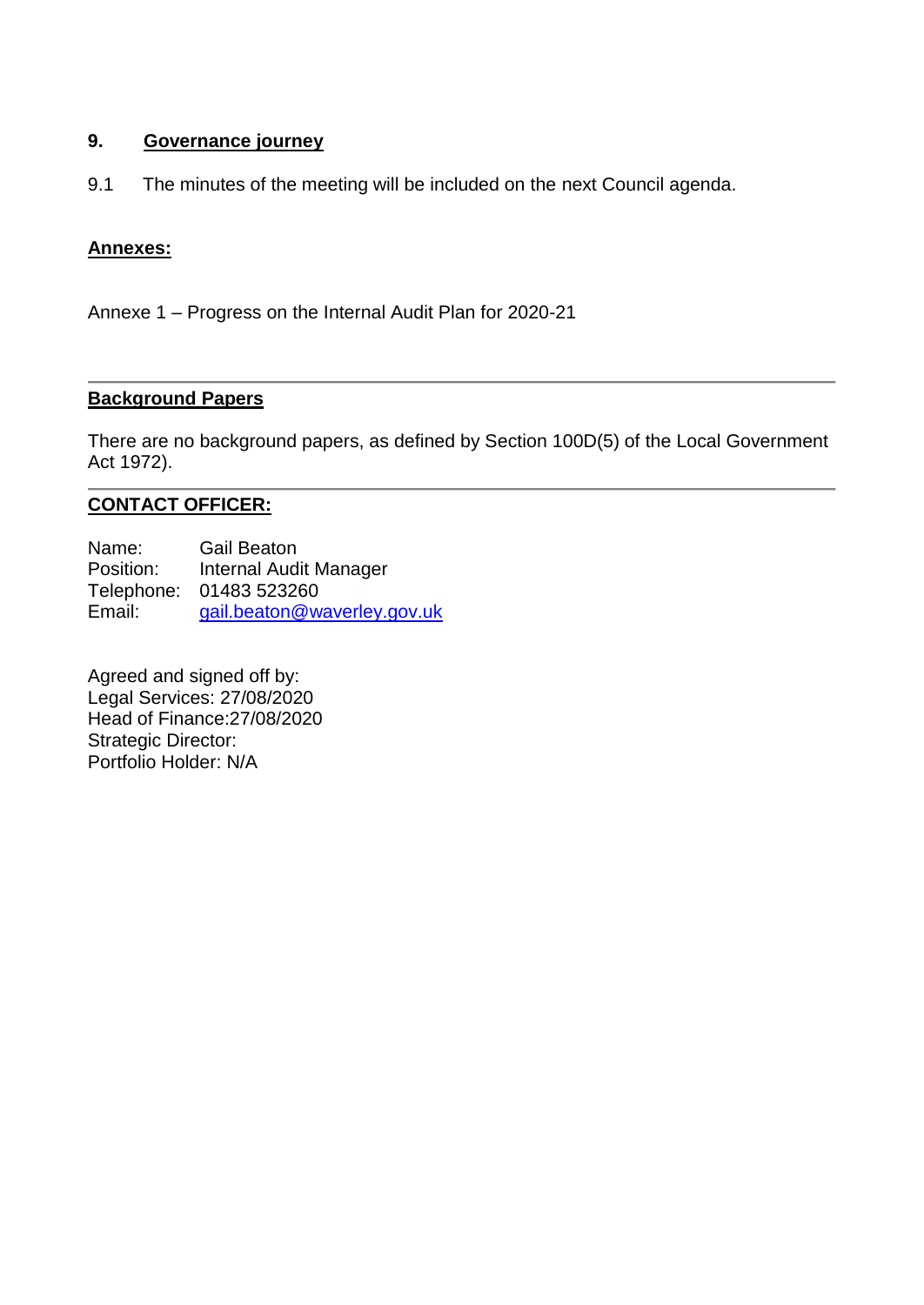## 9. Governance journey

9.1 The minutes of the meeting will be included on the next Council agenda.

**Annexes:**

Annexe 1 – Progress on the Internal Audit Plan for 2020-21

---

**Background Papers**

There are no background papers, as defined by Section 100D(5) of the Local Government Act 1972).

---

**CONTACT OFFICER:**

Name: Gail Beaton
Position: Internal Audit Manager
Telephone: 01483 523260
Email: gail.beaton@waverley.gov.uk

Agreed and signed off by:
Legal Services: 27/08/2020
Head of Finance:27/08/2020
Strategic Director:
Portfolio Holder: N/A